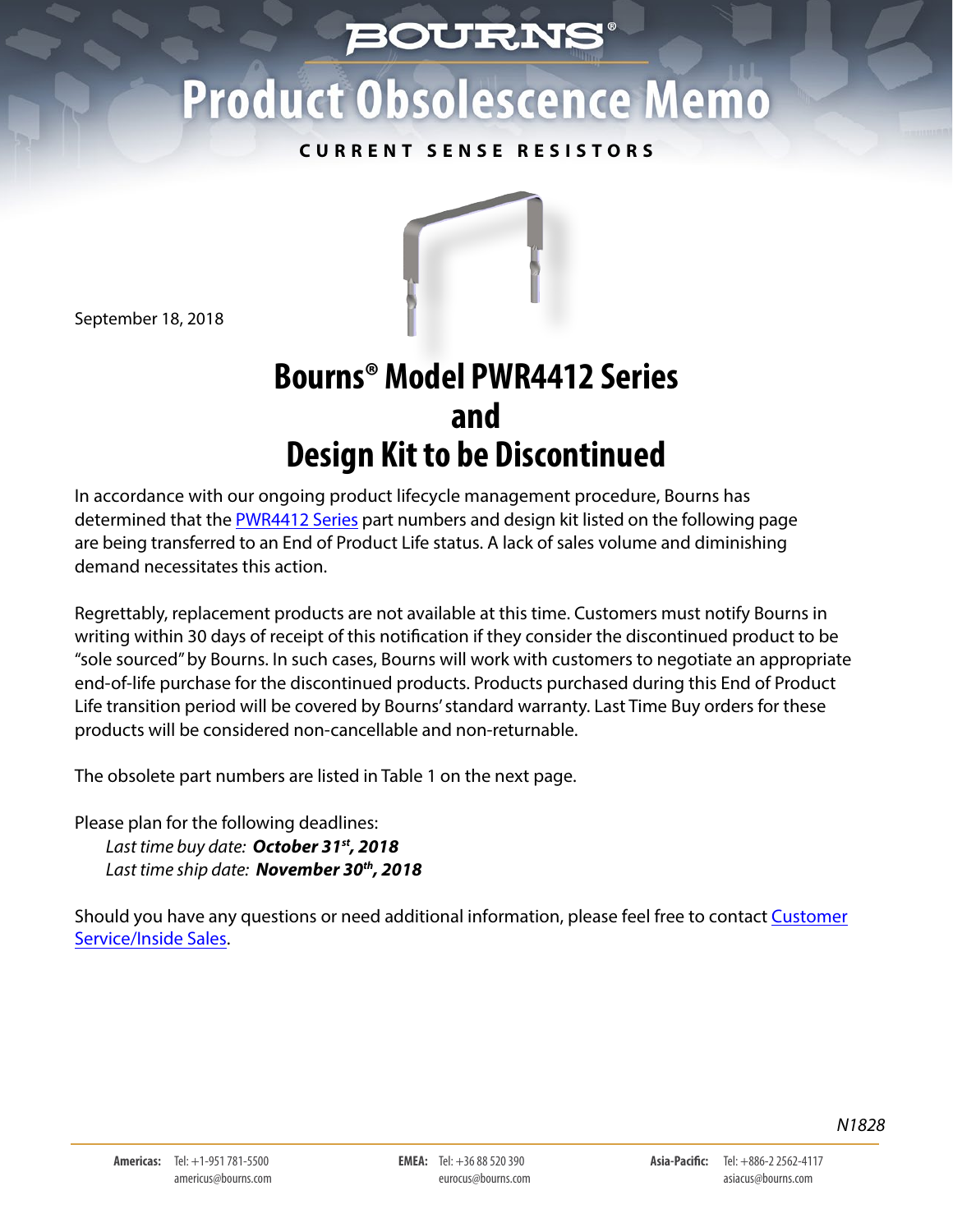# BOURNS®

# Product Obsolescence Memo

**CURRENT SENSE RESISTORS**

September 18, 2018

## Bourns® Model PWR4412 Series and Design Kit to be Discontinued

In accordance with our ongoing product lifecycle management procedure, Bourns has determined that the PWR4412 Series part numbers and design kit listed on the following page are being transferred to an End of Product Life status. A lack of sales volume and diminishing demand necessitates this action.

Regrettably, replacement products are not available at this time. Customers must notify Bourns in writing within 30 days of receipt of this notification if they consider the discontinued product to be "sole sourced" by Bourns. In such cases, Bourns will work with customers to negotiate an appropriate end-of-life purchase for the discontinued products. Products purchased during this End of Product Life transition period will be covered by Bourns' standard warranty. Last Time Buy orders for these products will be considered non-cancellable and non-returnable.

The obsolete part numbers are listed in Table 1 on the next page.

Please plan for the following deadlines:

*Last time buy date:* ***October 31st, 2018***

*Last time ship date:* ***November 30th, 2018***

Should you have any questions or need additional information, please feel free to contact Customer Service/Inside Sales.

N1828

**Americas:** Tel: +1-951 781-5500 americus@bourns.com

**EMEA:** Tel: +36 88 520 390 eurocus@bourns.com

**Asia-Pacific:** Tel: +886-2 2562-4117 asiacus@bourns.com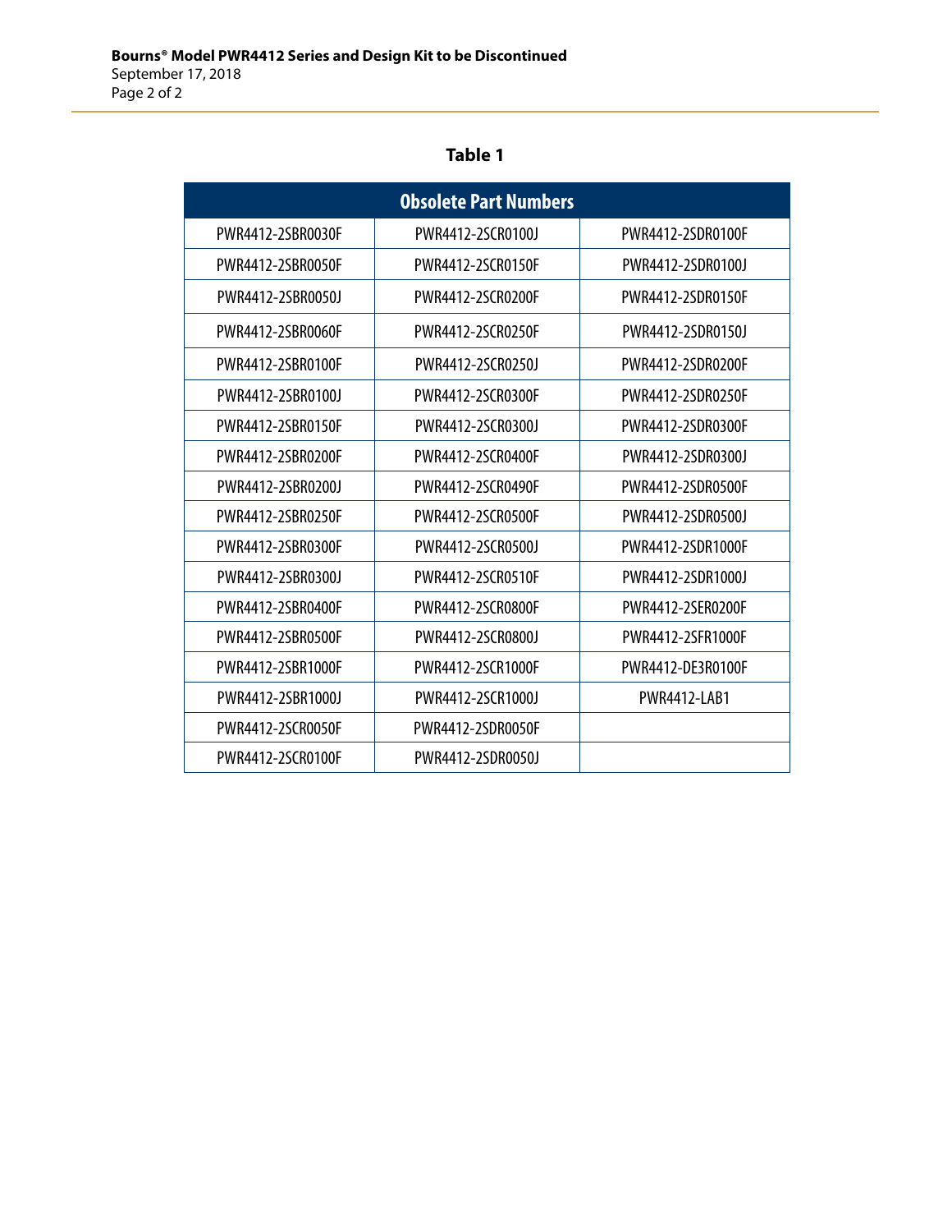## Table 1

| Obsolete Part Numbers | | |
|---|---|---|
| PWR4412-2SBR0030F | PWR4412-2SCR0100J | PWR4412-2SDR0100F |
| PWR4412-2SBR0050F | PWR4412-2SCR0150F | PWR4412-2SDR0100J |
| PWR4412-2SBR0050J | PWR4412-2SCR0200F | PWR4412-2SDR0150F |
| PWR4412-2SBR0060F | PWR4412-2SCR0250F | PWR4412-2SDR0150J |
| PWR4412-2SBR0100F | PWR4412-2SCR0250J | PWR4412-2SDR0200F |
| PWR4412-2SBR0100J | PWR4412-2SCR0300F | PWR4412-2SDR0250F |
| PWR4412-2SBR0150F | PWR4412-2SCR0300J | PWR4412-2SDR0300F |
| PWR4412-2SBR0200F | PWR4412-2SCR0400F | PWR4412-2SDR0300J |
| PWR4412-2SBR0200J | PWR4412-2SCR0490F | PWR4412-2SDR0500F |
| PWR4412-2SBR0250F | PWR4412-2SCR0500F | PWR4412-2SDR0500J |
| PWR4412-2SBR0300F | PWR4412-2SCR0500J | PWR4412-2SDR1000F |
| PWR4412-2SBR0300J | PWR4412-2SCR0510F | PWR4412-2SDR1000J |
| PWR4412-2SBR0400F | PWR4412-2SCR0800F | PWR4412-2SER0200F |
| PWR4412-2SBR0500F | PWR4412-2SCR0800J | PWR4412-2SFR1000F |
| PWR4412-2SBR1000F | PWR4412-2SCR1000F | PWR4412-DE3R0100F |
| PWR4412-2SBR1000J | PWR4412-2SCR1000J | PWR4412-LAB1 |
| PWR4412-2SCR0050F | PWR4412-2SDR0050F | |
| PWR4412-2SCR0100F | PWR4412-2SDR0050J | |